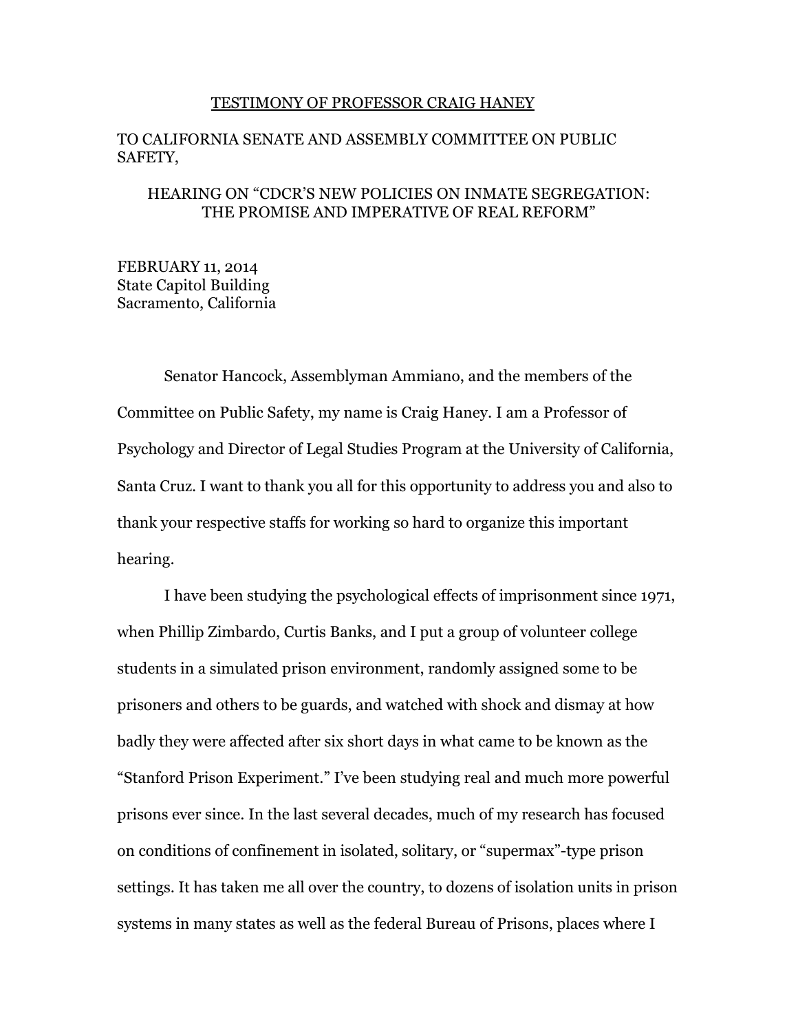# TESTIMONY OF PROFESSOR CRAIG HANEY

## TO CALIFORNIA SENATE AND ASSEMBLY COMMITTEE ON PUBLIC SAFETY,

## HEARING ON "CDCR'S NEW POLICIES ON INMATE SEGREGATION: THE PROMISE AND IMPERATIVE OF REAL REFORM"

FEBRUARY 11, 2014
State Capitol Building
Sacramento, California

Senator Hancock, Assemblyman Ammiano, and the members of the Committee on Public Safety, my name is Craig Haney. I am a Professor of Psychology and Director of Legal Studies Program at the University of California, Santa Cruz. I want to thank you all for this opportunity to address you and also to thank your respective staffs for working so hard to organize this important hearing.

I have been studying the psychological effects of imprisonment since 1971, when Phillip Zimbardo, Curtis Banks, and I put a group of volunteer college students in a simulated prison environment, randomly assigned some to be prisoners and others to be guards, and watched with shock and dismay at how badly they were affected after six short days in what came to be known as the "Stanford Prison Experiment." I've been studying real and much more powerful prisons ever since. In the last several decades, much of my research has focused on conditions of confinement in isolated, solitary, or "supermax"-type prison settings. It has taken me all over the country, to dozens of isolation units in prison systems in many states as well as the federal Bureau of Prisons, places where I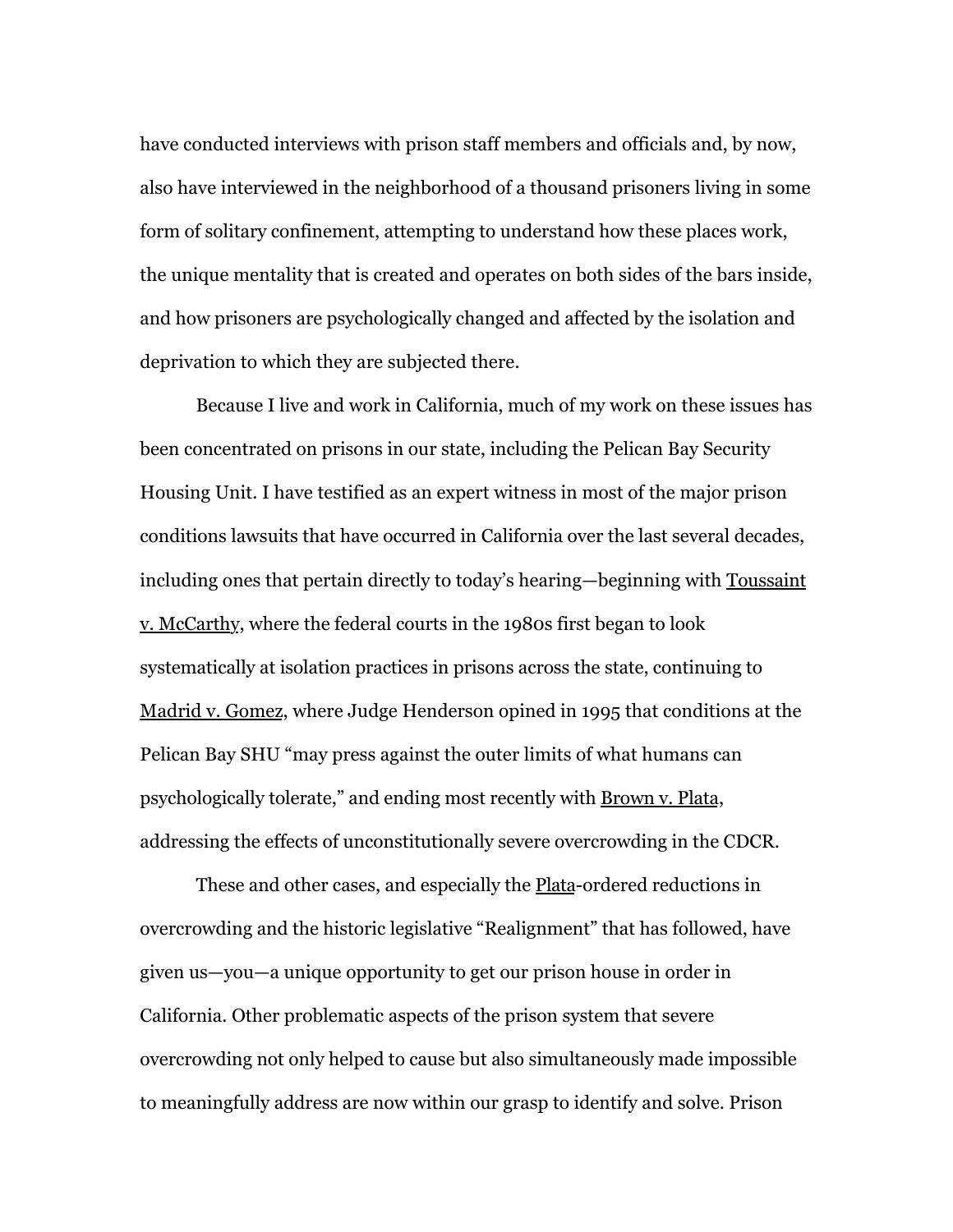have conducted interviews with prison staff members and officials and, by now, also have interviewed in the neighborhood of a thousand prisoners living in some form of solitary confinement, attempting to understand how these places work, the unique mentality that is created and operates on both sides of the bars inside, and how prisoners are psychologically changed and affected by the isolation and deprivation to which they are subjected there.

Because I live and work in California, much of my work on these issues has been concentrated on prisons in our state, including the Pelican Bay Security Housing Unit. I have testified as an expert witness in most of the major prison conditions lawsuits that have occurred in California over the last several decades, including ones that pertain directly to today's hearing—beginning with Toussaint v. McCarthy, where the federal courts in the 1980s first began to look systematically at isolation practices in prisons across the state, continuing to Madrid v. Gomez, where Judge Henderson opined in 1995 that conditions at the Pelican Bay SHU "may press against the outer limits of what humans can psychologically tolerate," and ending most recently with Brown v. Plata, addressing the effects of unconstitutionally severe overcrowding in the CDCR.

These and other cases, and especially the Plata-ordered reductions in overcrowding and the historic legislative "Realignment" that has followed, have given us—you—a unique opportunity to get our prison house in order in California. Other problematic aspects of the prison system that severe overcrowding not only helped to cause but also simultaneously made impossible to meaningfully address are now within our grasp to identify and solve. Prison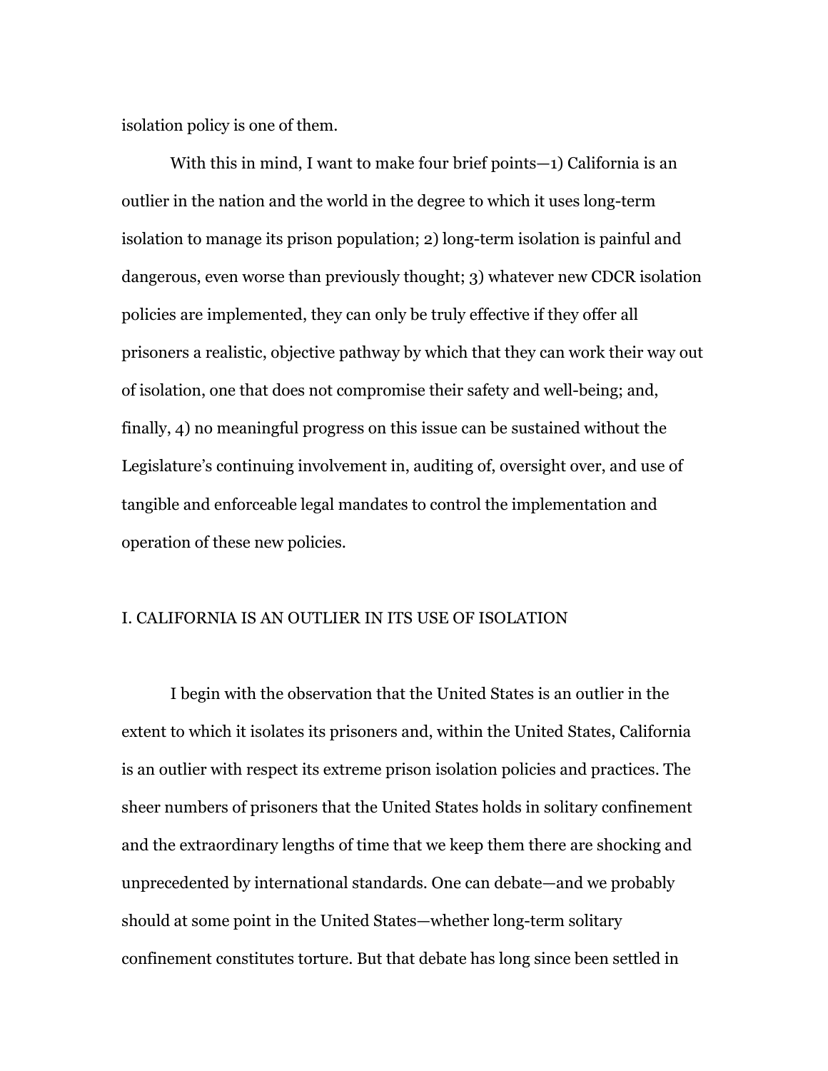isolation policy is one of them.

With this in mind, I want to make four brief points—1) California is an outlier in the nation and the world in the degree to which it uses long-term isolation to manage its prison population; 2) long-term isolation is painful and dangerous, even worse than previously thought; 3) whatever new CDCR isolation policies are implemented, they can only be truly effective if they offer all prisoners a realistic, objective pathway by which that they can work their way out of isolation, one that does not compromise their safety and well-being; and, finally, 4) no meaningful progress on this issue can be sustained without the Legislature's continuing involvement in, auditing of, oversight over, and use of tangible and enforceable legal mandates to control the implementation and operation of these new policies.

## I. CALIFORNIA IS AN OUTLIER IN ITS USE OF ISOLATION

I begin with the observation that the United States is an outlier in the extent to which it isolates its prisoners and, within the United States, California is an outlier with respect its extreme prison isolation policies and practices. The sheer numbers of prisoners that the United States holds in solitary confinement and the extraordinary lengths of time that we keep them there are shocking and unprecedented by international standards. One can debate—and we probably should at some point in the United States—whether long-term solitary confinement constitutes torture. But that debate has long since been settled in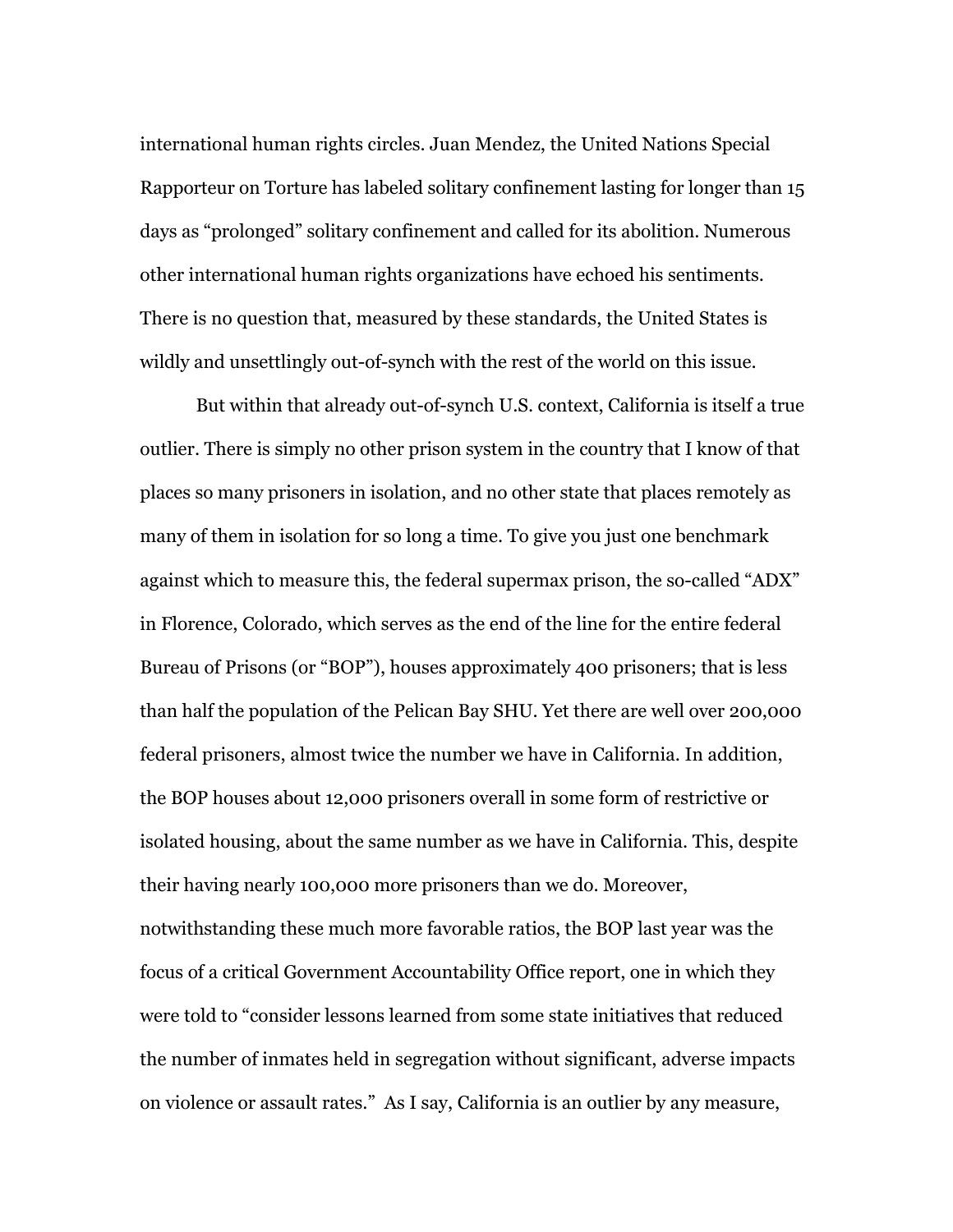international human rights circles. Juan Mendez, the United Nations Special Rapporteur on Torture has labeled solitary confinement lasting for longer than 15 days as "prolonged" solitary confinement and called for its abolition. Numerous other international human rights organizations have echoed his sentiments. There is no question that, measured by these standards, the United States is wildly and unsettlingly out-of-synch with the rest of the world on this issue.

But within that already out-of-synch U.S. context, California is itself a true outlier. There is simply no other prison system in the country that I know of that places so many prisoners in isolation, and no other state that places remotely as many of them in isolation for so long a time. To give you just one benchmark against which to measure this, the federal supermax prison, the so-called "ADX" in Florence, Colorado, which serves as the end of the line for the entire federal Bureau of Prisons (or "BOP"), houses approximately 400 prisoners; that is less than half the population of the Pelican Bay SHU. Yet there are well over 200,000 federal prisoners, almost twice the number we have in California. In addition, the BOP houses about 12,000 prisoners overall in some form of restrictive or isolated housing, about the same number as we have in California. This, despite their having nearly 100,000 more prisoners than we do. Moreover, notwithstanding these much more favorable ratios, the BOP last year was the focus of a critical Government Accountability Office report, one in which they were told to "consider lessons learned from some state initiatives that reduced the number of inmates held in segregation without significant, adverse impacts on violence or assault rates." As I say, California is an outlier by any measure,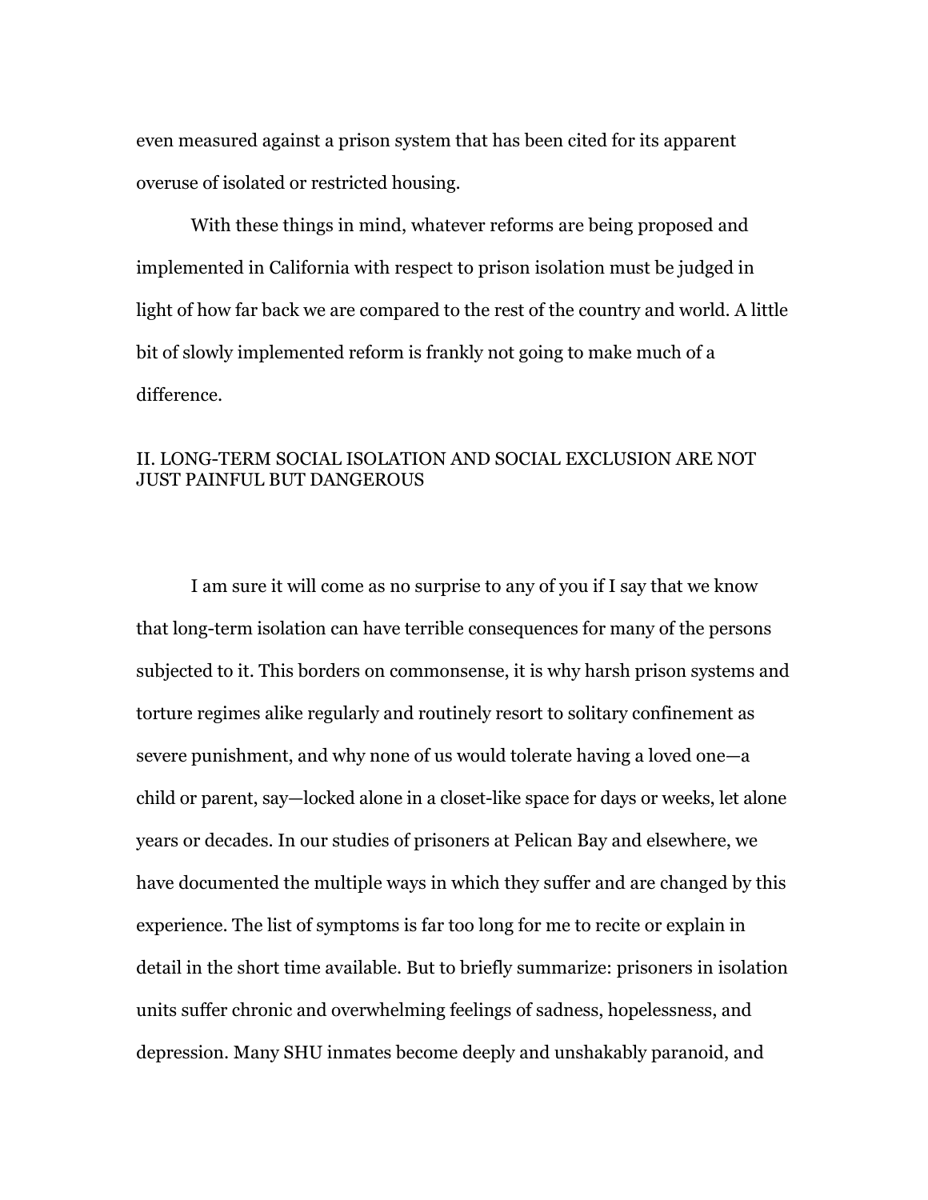even measured against a prison system that has been cited for its apparent overuse of isolated or restricted housing.

With these things in mind, whatever reforms are being proposed and implemented in California with respect to prison isolation must be judged in light of how far back we are compared to the rest of the country and world. A little bit of slowly implemented reform is frankly not going to make much of a difference.

## II. LONG-TERM SOCIAL ISOLATION AND SOCIAL EXCLUSION ARE NOT JUST PAINFUL BUT DANGEROUS

I am sure it will come as no surprise to any of you if I say that we know that long-term isolation can have terrible consequences for many of the persons subjected to it. This borders on commonsense, it is why harsh prison systems and torture regimes alike regularly and routinely resort to solitary confinement as severe punishment, and why none of us would tolerate having a loved one—a child or parent, say—locked alone in a closet-like space for days or weeks, let alone years or decades. In our studies of prisoners at Pelican Bay and elsewhere, we have documented the multiple ways in which they suffer and are changed by this experience. The list of symptoms is far too long for me to recite or explain in detail in the short time available. But to briefly summarize: prisoners in isolation units suffer chronic and overwhelming feelings of sadness, hopelessness, and depression. Many SHU inmates become deeply and unshakably paranoid, and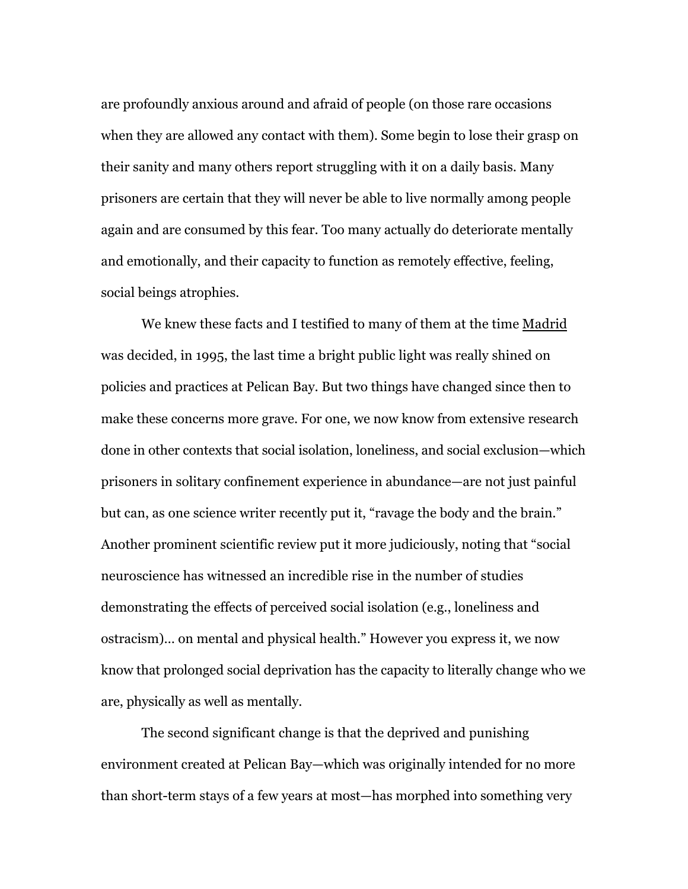are profoundly anxious around and afraid of people (on those rare occasions when they are allowed any contact with them). Some begin to lose their grasp on their sanity and many others report struggling with it on a daily basis. Many prisoners are certain that they will never be able to live normally among people again and are consumed by this fear. Too many actually do deteriorate mentally and emotionally, and their capacity to function as remotely effective, feeling, social beings atrophies.

We knew these facts and I testified to many of them at the time Madrid was decided, in 1995, the last time a bright public light was really shined on policies and practices at Pelican Bay. But two things have changed since then to make these concerns more grave. For one, we now know from extensive research done in other contexts that social isolation, loneliness, and social exclusion—which prisoners in solitary confinement experience in abundance—are not just painful but can, as one science writer recently put it, "ravage the body and the brain." Another prominent scientific review put it more judiciously, noting that "social neuroscience has witnessed an incredible rise in the number of studies demonstrating the effects of perceived social isolation (e.g., loneliness and ostracism)... on mental and physical health." However you express it, we now know that prolonged social deprivation has the capacity to literally change who we are, physically as well as mentally.

The second significant change is that the deprived and punishing environment created at Pelican Bay—which was originally intended for no more than short-term stays of a few years at most—has morphed into something very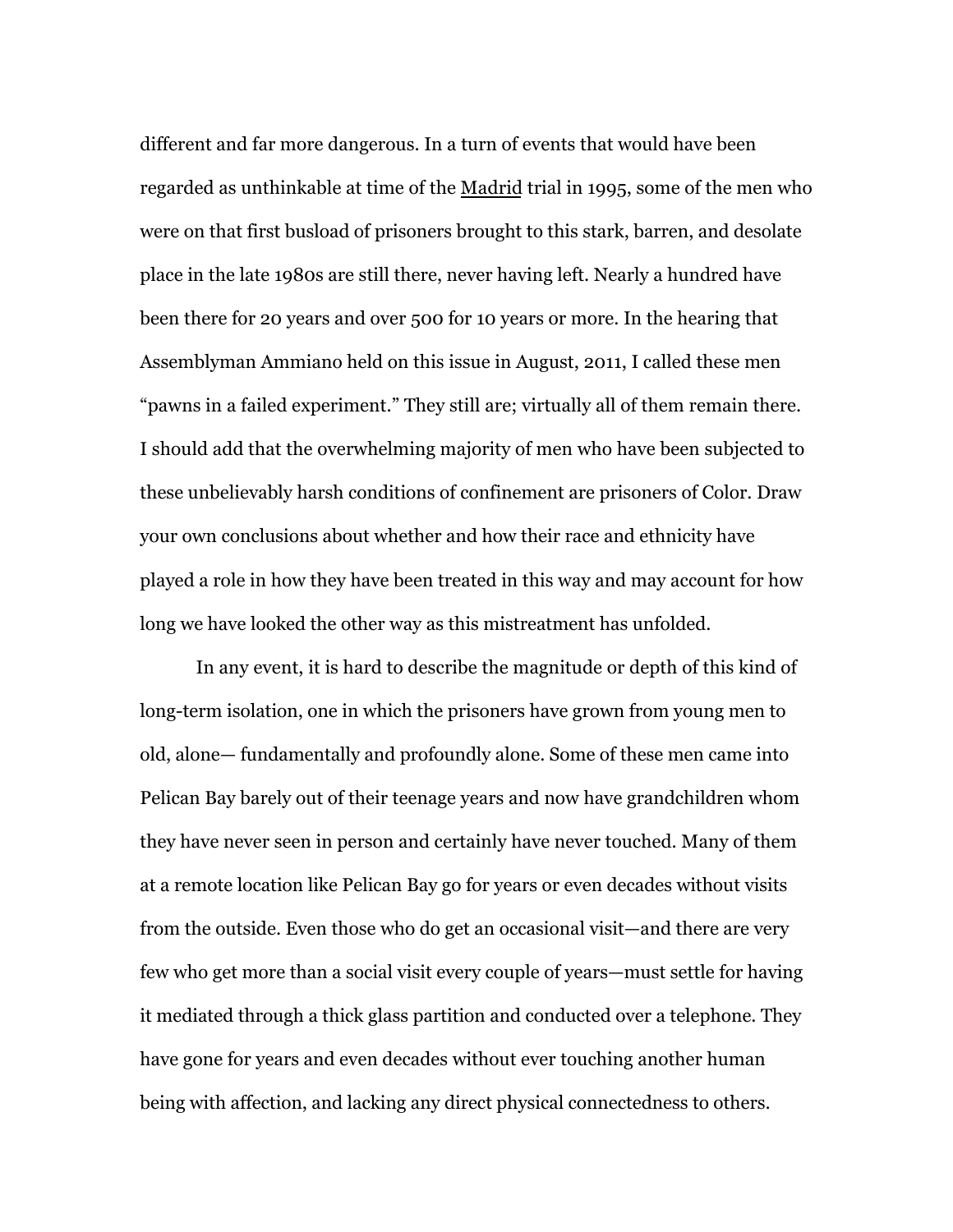different and far more dangerous. In a turn of events that would have been regarded as unthinkable at time of the Madrid trial in 1995, some of the men who were on that first busload of prisoners brought to this stark, barren, and desolate place in the late 1980s are still there, never having left. Nearly a hundred have been there for 20 years and over 500 for 10 years or more. In the hearing that Assemblyman Ammiano held on this issue in August, 2011, I called these men "pawns in a failed experiment." They still are; virtually all of them remain there. I should add that the overwhelming majority of men who have been subjected to these unbelievably harsh conditions of confinement are prisoners of Color. Draw your own conclusions about whether and how their race and ethnicity have played a role in how they have been treated in this way and may account for how long we have looked the other way as this mistreatment has unfolded.

In any event, it is hard to describe the magnitude or depth of this kind of long-term isolation, one in which the prisoners have grown from young men to old, alone— fundamentally and profoundly alone. Some of these men came into Pelican Bay barely out of their teenage years and now have grandchildren whom they have never seen in person and certainly have never touched. Many of them at a remote location like Pelican Bay go for years or even decades without visits from the outside. Even those who do get an occasional visit—and there are very few who get more than a social visit every couple of years—must settle for having it mediated through a thick glass partition and conducted over a telephone. They have gone for years and even decades without ever touching another human being with affection, and lacking any direct physical connectedness to others.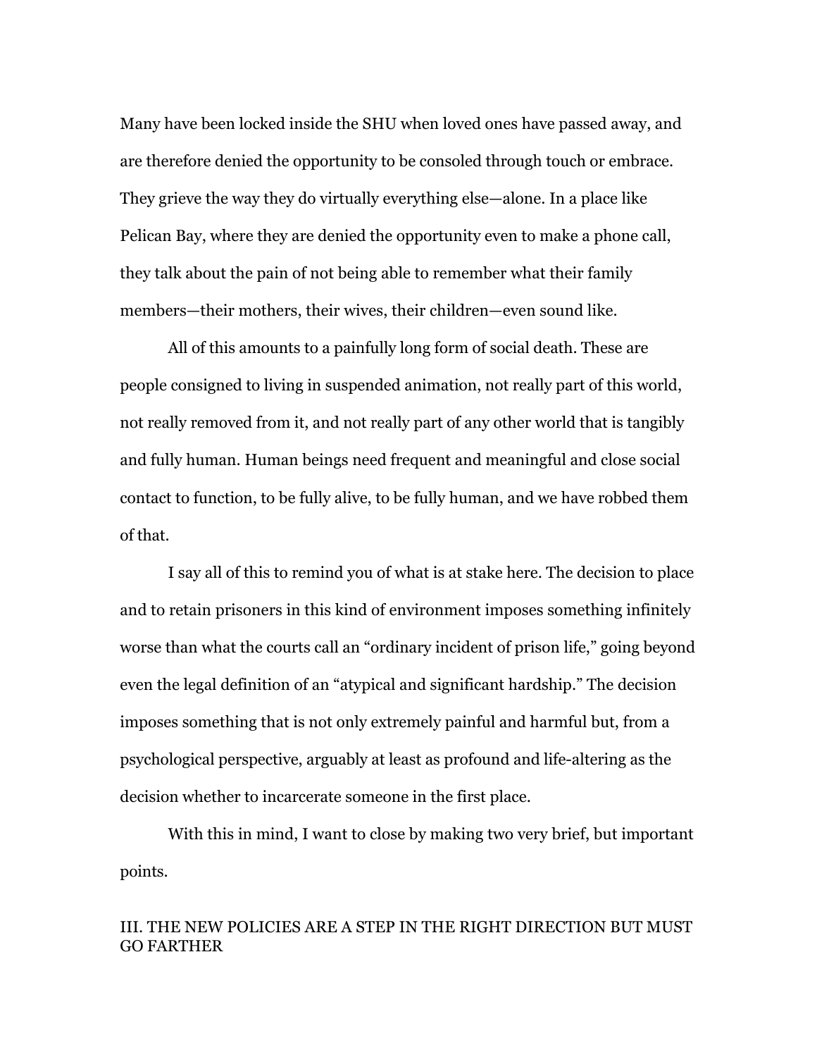Many have been locked inside the SHU when loved ones have passed away, and are therefore denied the opportunity to be consoled through touch or embrace. They grieve the way they do virtually everything else—alone. In a place like Pelican Bay, where they are denied the opportunity even to make a phone call, they talk about the pain of not being able to remember what their family members—their mothers, their wives, their children—even sound like.

All of this amounts to a painfully long form of social death. These are people consigned to living in suspended animation, not really part of this world, not really removed from it, and not really part of any other world that is tangibly and fully human. Human beings need frequent and meaningful and close social contact to function, to be fully alive, to be fully human, and we have robbed them of that.

I say all of this to remind you of what is at stake here. The decision to place and to retain prisoners in this kind of environment imposes something infinitely worse than what the courts call an "ordinary incident of prison life," going beyond even the legal definition of an "atypical and significant hardship." The decision imposes something that is not only extremely painful and harmful but, from a psychological perspective, arguably at least as profound and life-altering as the decision whether to incarcerate someone in the first place.

With this in mind, I want to close by making two very brief, but important points.

## III. THE NEW POLICIES ARE A STEP IN THE RIGHT DIRECTION BUT MUST GO FARTHER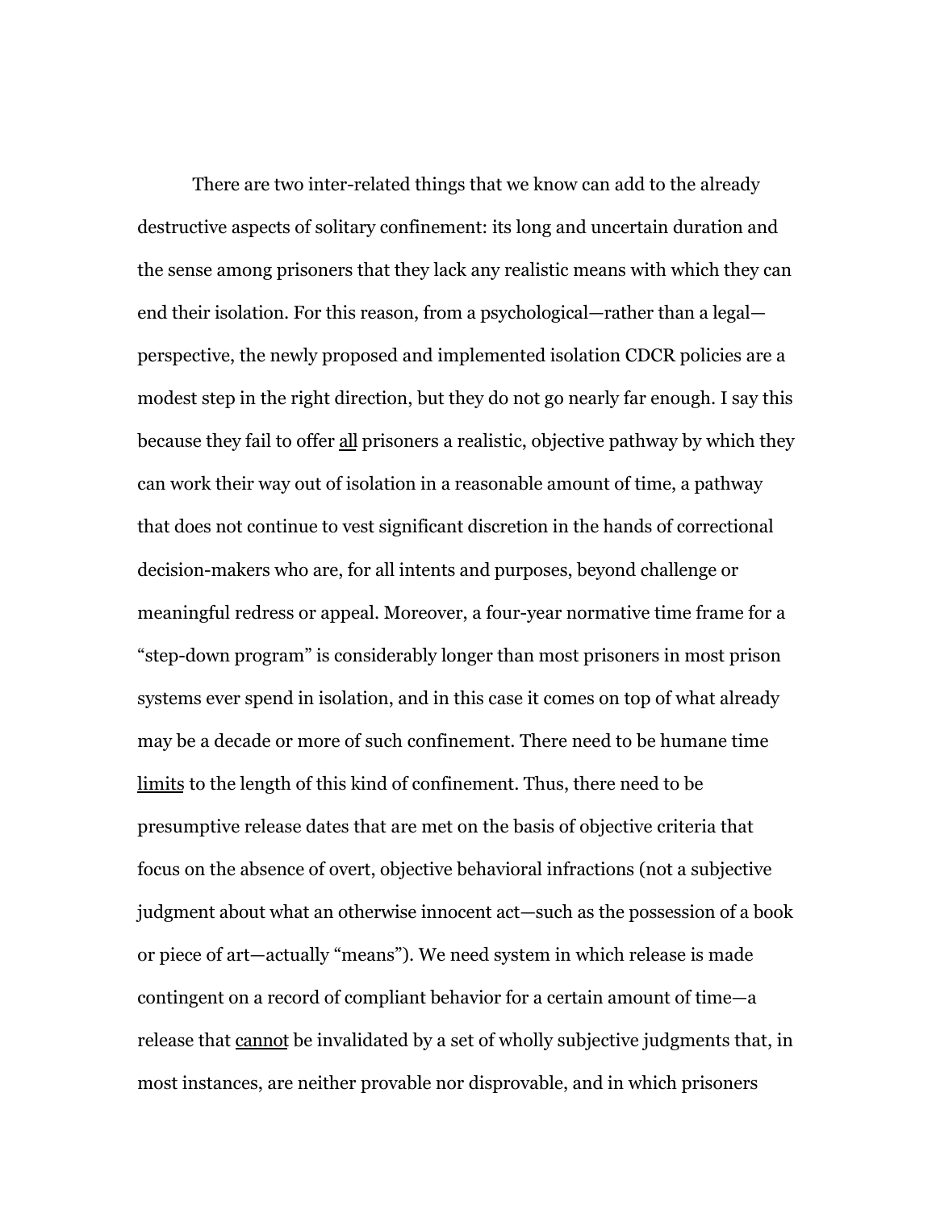There are two inter-related things that we know can add to the already destructive aspects of solitary confinement: its long and uncertain duration and the sense among prisoners that they lack any realistic means with which they can end their isolation. For this reason, from a psychological—rather than a legal—perspective, the newly proposed and implemented isolation CDCR policies are a modest step in the right direction, but they do not go nearly far enough. I say this because they fail to offer <u>all</u> prisoners a realistic, objective pathway by which they can work their way out of isolation in a reasonable amount of time, a pathway that does not continue to vest significant discretion in the hands of correctional decision-makers who are, for all intents and purposes, beyond challenge or meaningful redress or appeal. Moreover, a four-year normative time frame for a "step-down program" is considerably longer than most prisoners in most prison systems ever spend in isolation, and in this case it comes on top of what already may be a decade or more of such confinement. There need to be humane time <u>limits</u> to the length of this kind of confinement. Thus, there need to be presumptive release dates that are met on the basis of objective criteria that focus on the absence of overt, objective behavioral infractions (not a subjective judgment about what an otherwise innocent act—such as the possession of a book or piece of art—actually "means"). We need system in which release is made contingent on a record of compliant behavior for a certain amount of time—a release that <u>cannot</u> be invalidated by a set of wholly subjective judgments that, in most instances, are neither provable nor disprovable, and in which prisoners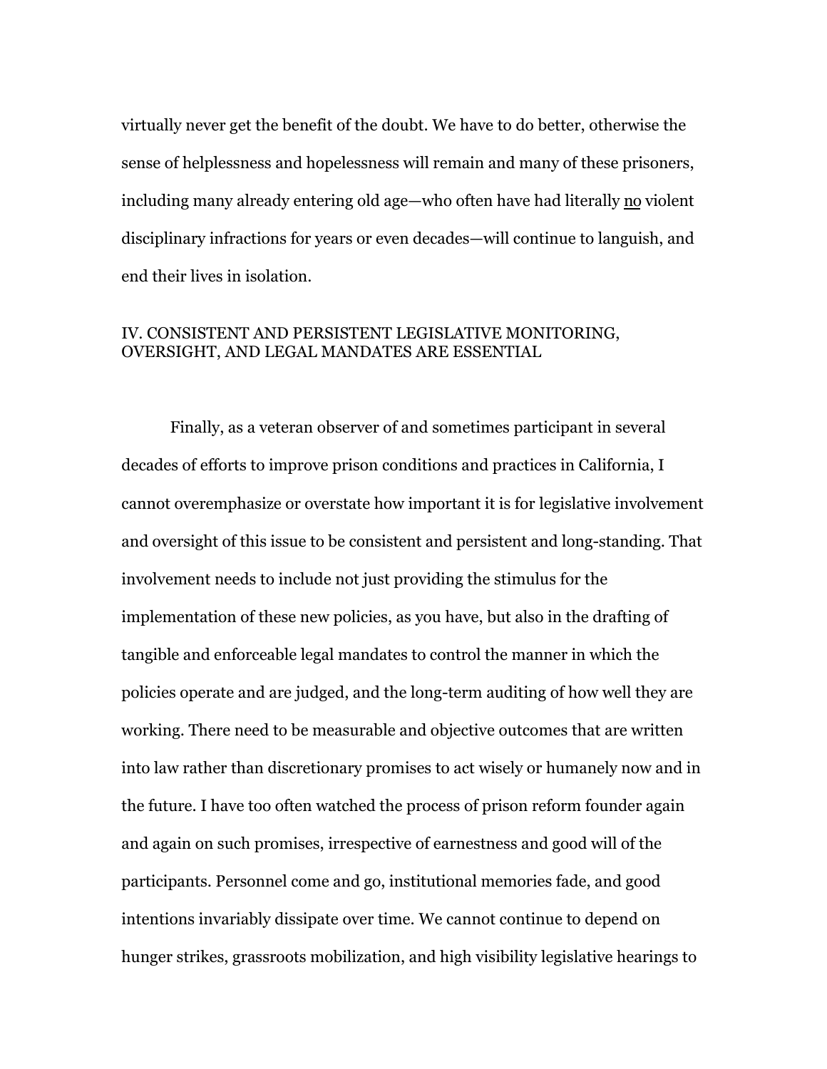virtually never get the benefit of the doubt. We have to do better, otherwise the sense of helplessness and hopelessness will remain and many of these prisoners, including many already entering old age—who often have had literally <u>no</u> violent disciplinary infractions for years or even decades—will continue to languish, and end their lives in isolation.

## IV. CONSISTENT AND PERSISTENT LEGISLATIVE MONITORING, OVERSIGHT, AND LEGAL MANDATES ARE ESSENTIAL

Finally, as a veteran observer of and sometimes participant in several decades of efforts to improve prison conditions and practices in California, I cannot overemphasize or overstate how important it is for legislative involvement and oversight of this issue to be consistent and persistent and long-standing. That involvement needs to include not just providing the stimulus for the implementation of these new policies, as you have, but also in the drafting of tangible and enforceable legal mandates to control the manner in which the policies operate and are judged, and the long-term auditing of how well they are working. There need to be measurable and objective outcomes that are written into law rather than discretionary promises to act wisely or humanely now and in the future. I have too often watched the process of prison reform founder again and again on such promises, irrespective of earnestness and good will of the participants. Personnel come and go, institutional memories fade, and good intentions invariably dissipate over time. We cannot continue to depend on hunger strikes, grassroots mobilization, and high visibility legislative hearings to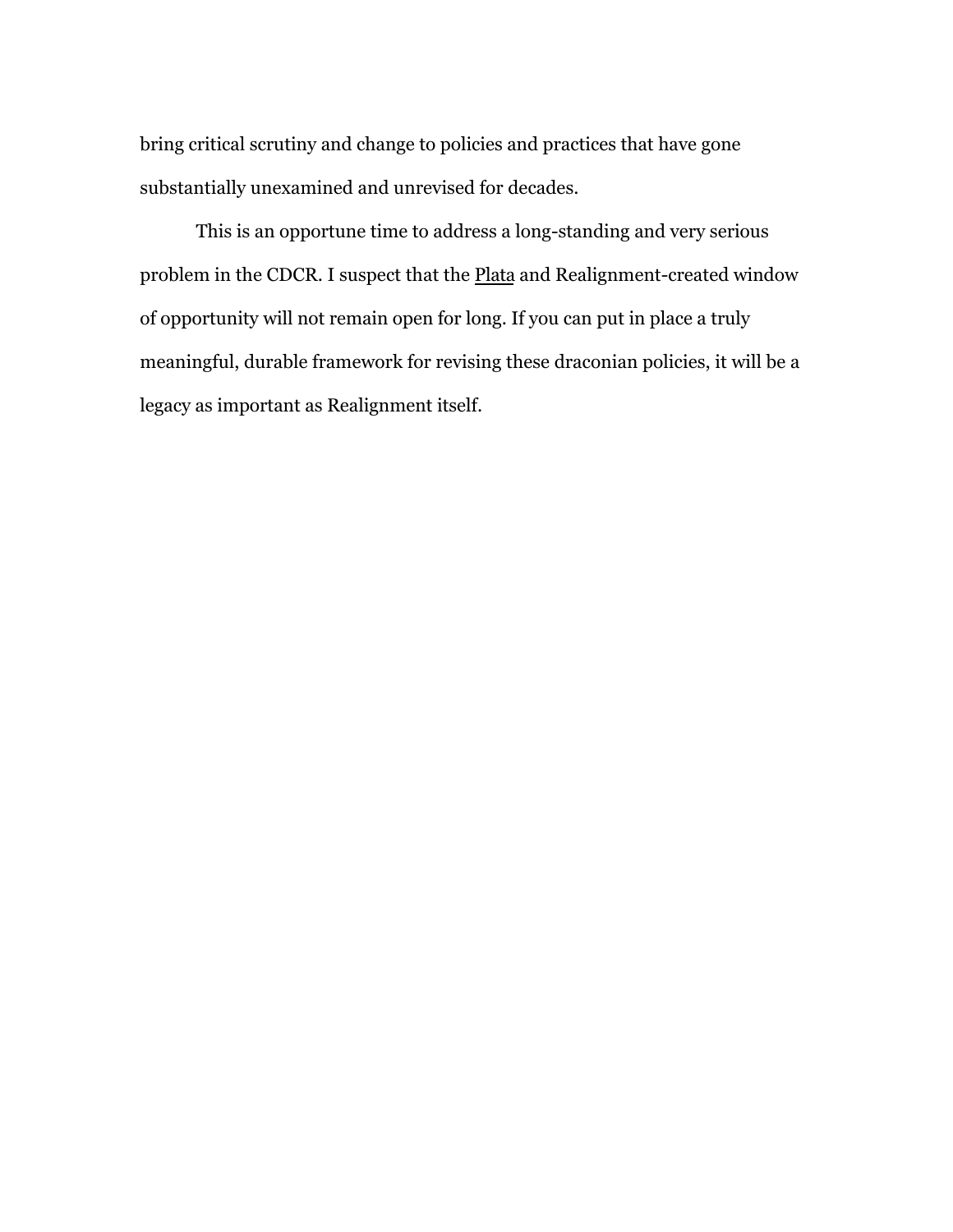bring critical scrutiny and change to policies and practices that have gone substantially unexamined and unrevised for decades.

This is an opportune time to address a long-standing and very serious problem in the CDCR. I suspect that the Plata and Realignment-created window of opportunity will not remain open for long. If you can put in place a truly meaningful, durable framework for revising these draconian policies, it will be a legacy as important as Realignment itself.